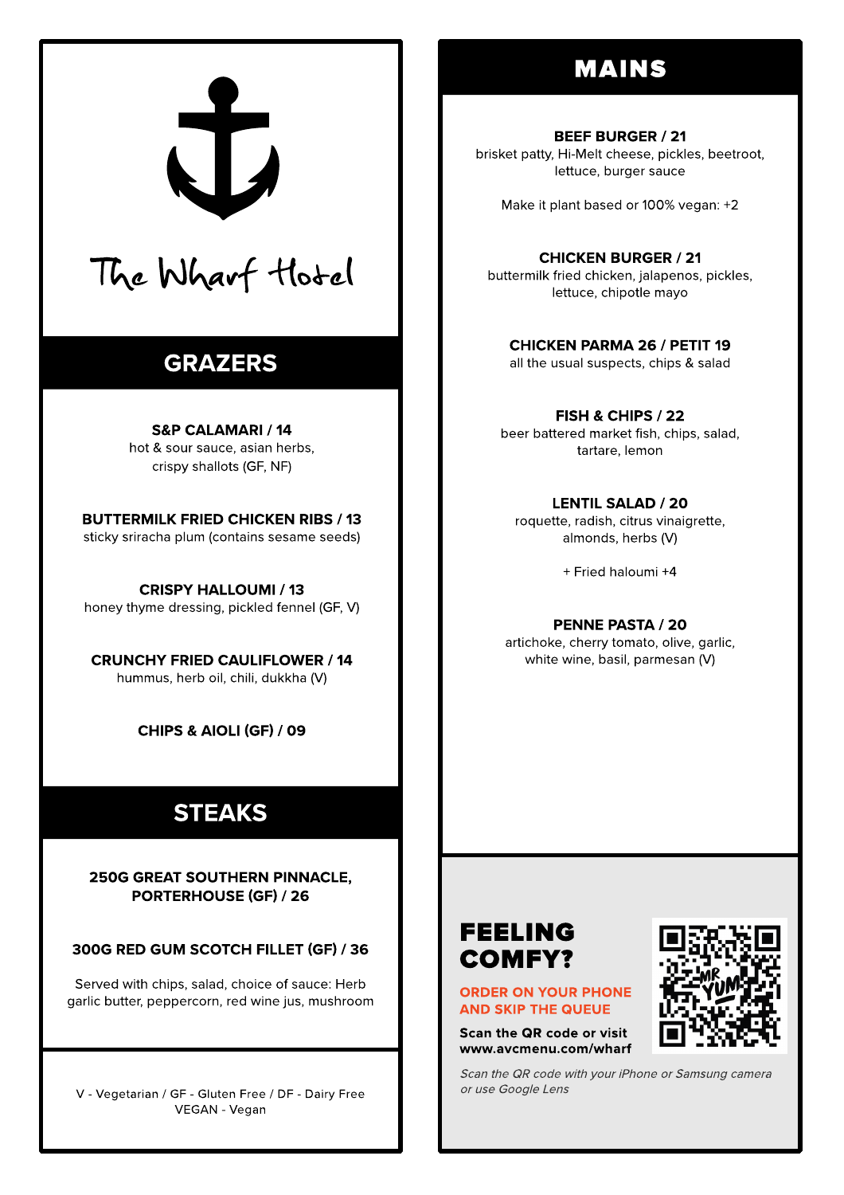# The Wharf Hotel

## GRAZERS

**S&P CALAMARI / 14**
hot & sour sauce, asian herbs, crispy shallots (GF, NF)

**BUTTERMILK FRIED CHICKEN RIBS / 13**
sticky sriracha plum (contains sesame seeds)

**CRISPY HALLOUMI / 13**
honey thyme dressing, pickled fennel (GF, V)

**CRUNCHY FRIED CAULIFLOWER / 14**
hummus, herb oil, chili, dukkha (V)

**CHIPS & AIOLI (GF) / 09**

## STEAKS

**250G GREAT SOUTHERN PINNACLE, PORTERHOUSE (GF) / 26**

**300G RED GUM SCOTCH FILLET (GF) / 36**

Served with chips, salad, choice of sauce: Herb garlic butter, peppercorn, red wine jus, mushroom

V - Vegetarian / GF - Gluten Free / DF - Dairy Free
VEGAN - Vegan

## MAINS

**BEEF BURGER / 21**
brisket patty, Hi-Melt cheese, pickles, beetroot, lettuce, burger sauce

Make it plant based or 100% vegan: +2

**CHICKEN BURGER / 21**
buttermilk fried chicken, jalapenos, pickles, lettuce, chipotle mayo

**CHICKEN PARMA 26 / PETIT 19**
all the usual suspects, chips & salad

**FISH & CHIPS / 22**
beer battered market fish, chips, salad, tartare, lemon

**LENTIL SALAD / 20**
roquette, radish, citrus vinaigrette, almonds, herbs (V)

+ Fried haloumi +4

**PENNE PASTA / 20**
artichoke, cherry tomato, olive, garlic, white wine, basil, parmesan (V)

## FEELING COMFY?

**ORDER ON YOUR PHONE AND SKIP THE QUEUE**

**Scan the QR code or visit www.avcmenu.com/wharf**

*Scan the QR code with your iPhone or Samsung camera or use Google Lens*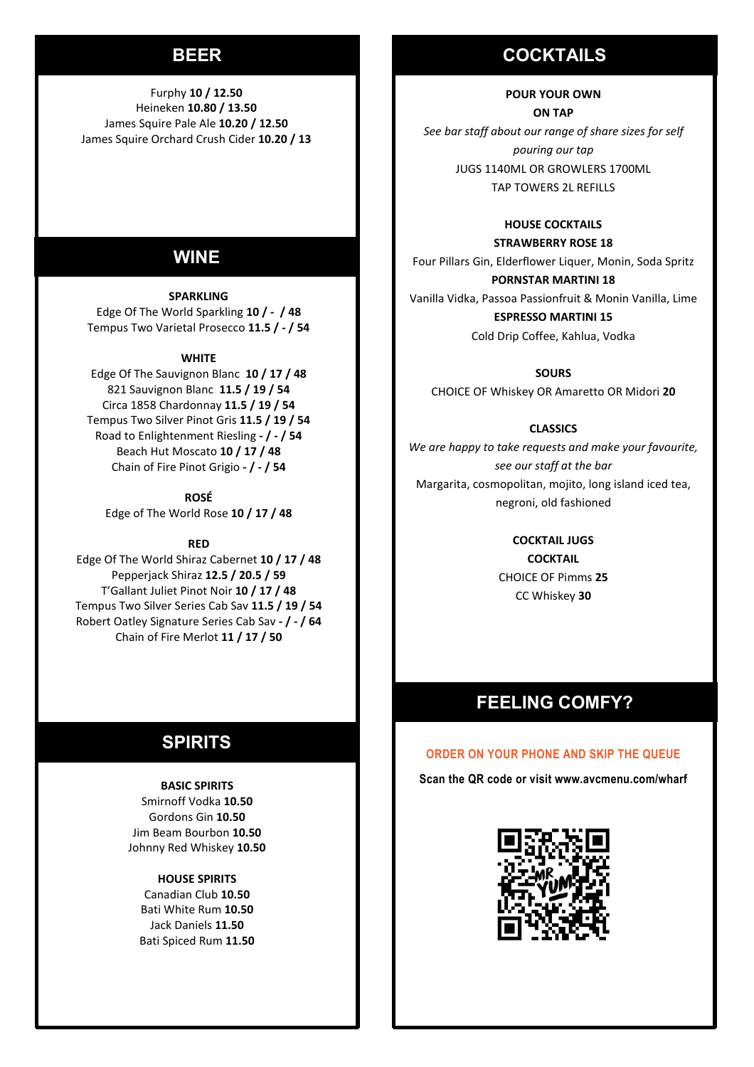## BEER

Furphy **10 / 12.50**
Heineken **10.80 / 13.50**
James Squire Pale Ale **10.20 / 12.50**
James Squire Orchard Crush Cider **10.20 / 13**

## WINE

**SPARKLING**

Edge Of The World Sparkling **10 / - / 48**
Tempus Two Varietal Prosecco **11.5 / - / 54**

**WHITE**

Edge Of The Sauvignon Blanc **10 / 17 / 48**
821 Sauvignon Blanc **11.5 / 19 / 54**
Circa 1858 Chardonnay **11.5 / 19 / 54**
Tempus Two Silver Pinot Gris **11.5 / 19 / 54**
Road to Enlightenment Riesling **- / - / 54**
Beach Hut Moscato **10 / 17 / 48**
Chain of Fire Pinot Grigio **- / - / 54**

**ROSÉ**

Edge of The World Rose **10 / 17 / 48**

**RED**

Edge Of The World Shiraz Cabernet **10 / 17 / 48**
Pepperjack Shiraz **12.5 / 20.5 / 59**
T'Gallant Juliet Pinot Noir **10 / 17 / 48**
Tempus Two Silver Series Cab Sav **11.5 / 19 / 54**
Robert Oatley Signature Series Cab Sav **- / - / 64**
Chain of Fire Merlot **11 / 17 / 50**

## SPIRITS

**BASIC SPIRITS**

Smirnoff Vodka **10.50**
Gordons Gin **10.50**
Jim Beam Bourbon **10.50**
Johnny Red Whiskey **10.50**

**HOUSE SPIRITS**

Canadian Club **10.50**
Bati White Rum **10.50**
Jack Daniels **11.50**
Bati Spiced Rum **11.50**

## COCKTAILS

**POUR YOUR OWN**
**ON TAP**

*See bar staff about our range of share sizes for self pouring our tap*

JUGS 1140ML OR GROWLERS 1700ML
TAP TOWERS 2L REFILLS

**HOUSE COCKTAILS**

**STRAWBERRY ROSE 18**
Four Pillars Gin, Elderflower Liquer, Monin, Soda Spritz

**PORNSTAR MARTINI 18**
Vanilla Vidka, Passoa Passionfruit & Monin Vanilla, Lime

**ESPRESSO MARTINI 15**
Cold Drip Coffee, Kahlua, Vodka

**SOURS**

CHOICE OF Whiskey OR Amaretto OR Midori **20**

**CLASSICS**

*We are happy to take requests and make your favourite, see our staff at the bar*

Margarita, cosmopolitan, mojito, long island iced tea, negroni, old fashioned

**COCKTAIL JUGS**

**COCKTAIL**
CHOICE OF Pimms **25**
CC Whiskey **30**

## FEELING COMFY?

**ORDER ON YOUR PHONE AND SKIP THE QUEUE**

**Scan the QR code or visit www.avcmenu.com/wharf**